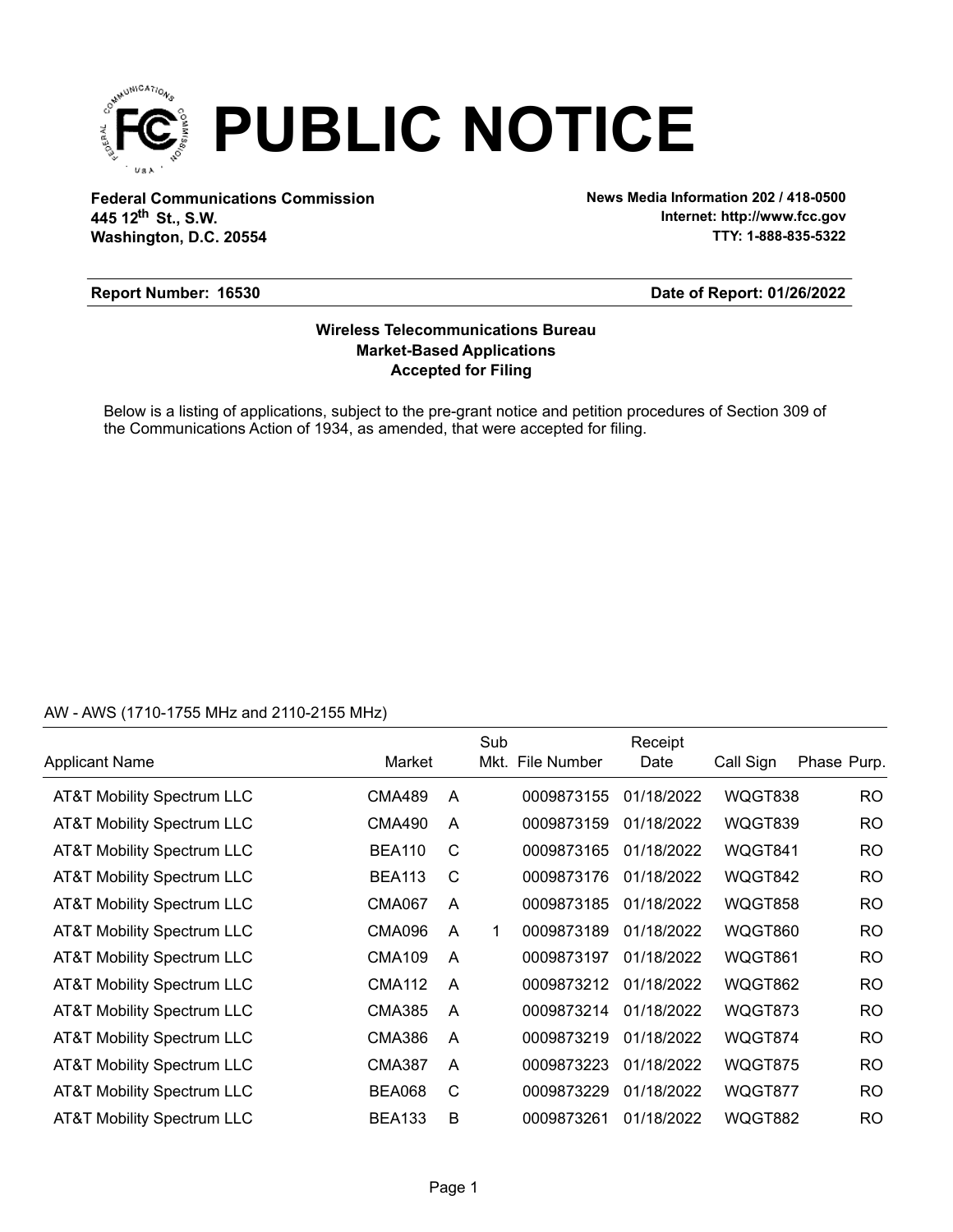# PUBLIC NOTICE

**Federal Communications Commission**
**445 12th St., S.W.**
**Washington, D.C. 20554**

**News Media Information 202 / 418-0500**
**Internet: http://www.fcc.gov**
**TTY: 1-888-835-5322**

**Report Number: 16530** **Date of Report: 01/26/2022**

**Wireless Telecommunications Bureau**
**Market-Based Applications**
**Accepted for Filing**

Below is a listing of applications, subject to the pre-grant notice and petition procedures of Section 309 of the Communications Action of 1934, as amended, that were accepted for filing.

AW - AWS (1710-1755 MHz and 2110-2155 MHz)

| Applicant Name | Market | | Sub Mkt. | File Number | Receipt Date | Call Sign | Phase | Purp. |
|---|---|---|---|---|---|---|---|---|
| AT&T Mobility Spectrum LLC | CMA489 | A | | 0009873155 | 01/18/2022 | WQGT838 | | RO |
| AT&T Mobility Spectrum LLC | CMA490 | A | | 0009873159 | 01/18/2022 | WQGT839 | | RO |
| AT&T Mobility Spectrum LLC | BEA110 | C | | 0009873165 | 01/18/2022 | WQGT841 | | RO |
| AT&T Mobility Spectrum LLC | BEA113 | C | | 0009873176 | 01/18/2022 | WQGT842 | | RO |
| AT&T Mobility Spectrum LLC | CMA067 | A | | 0009873185 | 01/18/2022 | WQGT858 | | RO |
| AT&T Mobility Spectrum LLC | CMA096 | A | 1 | 0009873189 | 01/18/2022 | WQGT860 | | RO |
| AT&T Mobility Spectrum LLC | CMA109 | A | | 0009873197 | 01/18/2022 | WQGT861 | | RO |
| AT&T Mobility Spectrum LLC | CMA112 | A | | 0009873212 | 01/18/2022 | WQGT862 | | RO |
| AT&T Mobility Spectrum LLC | CMA385 | A | | 0009873214 | 01/18/2022 | WQGT873 | | RO |
| AT&T Mobility Spectrum LLC | CMA386 | A | | 0009873219 | 01/18/2022 | WQGT874 | | RO |
| AT&T Mobility Spectrum LLC | CMA387 | A | | 0009873223 | 01/18/2022 | WQGT875 | | RO |
| AT&T Mobility Spectrum LLC | BEA068 | C | | 0009873229 | 01/18/2022 | WQGT877 | | RO |
| AT&T Mobility Spectrum LLC | BEA133 | B | | 0009873261 | 01/18/2022 | WQGT882 | | RO |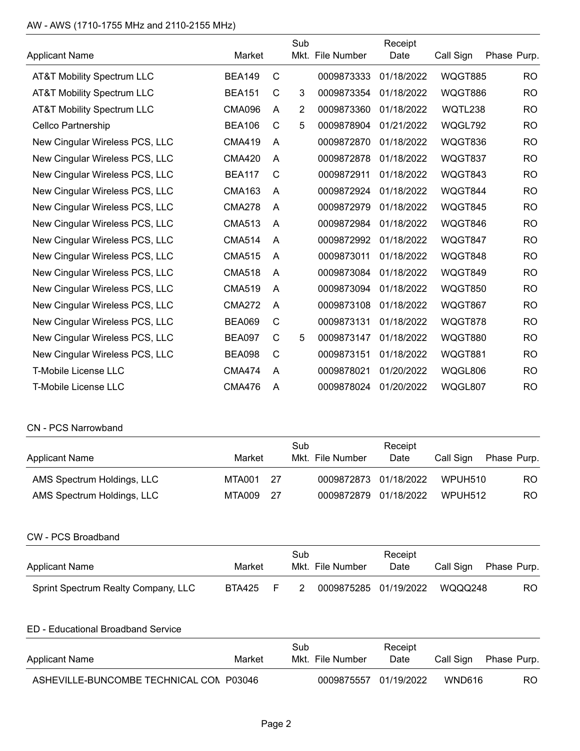AW - AWS (1710-1755 MHz and 2110-2155 MHz)

| Applicant Name | Market | | Sub Mkt. | File Number | Receipt Date | Call Sign | Phase | Purp. |
|---|---|---|---|---|---|---|---|---|
| AT&T Mobility Spectrum LLC | BEA149 | C | | 0009873333 | 01/18/2022 | WQGT885 | | RO |
| AT&T Mobility Spectrum LLC | BEA151 | C | 3 | 0009873354 | 01/18/2022 | WQGT886 | | RO |
| AT&T Mobility Spectrum LLC | CMA096 | A | 2 | 0009873360 | 01/18/2022 | WQTL238 | | RO |
| Cellco Partnership | BEA106 | C | 5 | 0009878904 | 01/21/2022 | WQGL792 | | RO |
| New Cingular Wireless PCS, LLC | CMA419 | A | | 0009872870 | 01/18/2022 | WQGT836 | | RO |
| New Cingular Wireless PCS, LLC | CMA420 | A | | 0009872878 | 01/18/2022 | WQGT837 | | RO |
| New Cingular Wireless PCS, LLC | BEA117 | C | | 0009872911 | 01/18/2022 | WQGT843 | | RO |
| New Cingular Wireless PCS, LLC | CMA163 | A | | 0009872924 | 01/18/2022 | WQGT844 | | RO |
| New Cingular Wireless PCS, LLC | CMA278 | A | | 0009872979 | 01/18/2022 | WQGT845 | | RO |
| New Cingular Wireless PCS, LLC | CMA513 | A | | 0009872984 | 01/18/2022 | WQGT846 | | RO |
| New Cingular Wireless PCS, LLC | CMA514 | A | | 0009872992 | 01/18/2022 | WQGT847 | | RO |
| New Cingular Wireless PCS, LLC | CMA515 | A | | 0009873011 | 01/18/2022 | WQGT848 | | RO |
| New Cingular Wireless PCS, LLC | CMA518 | A | | 0009873084 | 01/18/2022 | WQGT849 | | RO |
| New Cingular Wireless PCS, LLC | CMA519 | A | | 0009873094 | 01/18/2022 | WQGT850 | | RO |
| New Cingular Wireless PCS, LLC | CMA272 | A | | 0009873108 | 01/18/2022 | WQGT867 | | RO |
| New Cingular Wireless PCS, LLC | BEA069 | C | | 0009873131 | 01/18/2022 | WQGT878 | | RO |
| New Cingular Wireless PCS, LLC | BEA097 | C | 5 | 0009873147 | 01/18/2022 | WQGT880 | | RO |
| New Cingular Wireless PCS, LLC | BEA098 | C | | 0009873151 | 01/18/2022 | WQGT881 | | RO |
| T-Mobile License LLC | CMA474 | A | | 0009878021 | 01/20/2022 | WQGL806 | | RO |
| T-Mobile License LLC | CMA476 | A | | 0009878024 | 01/20/2022 | WQGL807 | | RO |

CN - PCS Narrowband

| Applicant Name | Market | | Sub Mkt. | File Number | Receipt Date | Call Sign | Phase | Purp. |
|---|---|---|---|---|---|---|---|---|
| AMS Spectrum Holdings, LLC | MTA001 | 27 | | 0009872873 | 01/18/2022 | WPUH510 | | RO |
| AMS Spectrum Holdings, LLC | MTA009 | 27 | | 0009872879 | 01/18/2022 | WPUH512 | | RO |

CW - PCS Broadband

| Applicant Name | Market | | Sub Mkt. | File Number | Receipt Date | Call Sign | Phase | Purp. |
|---|---|---|---|---|---|---|---|---|
| Sprint Spectrum Realty Company, LLC | BTA425 | F | 2 | 0009875285 | 01/19/2022 | WQQQ248 | | RO |

ED - Educational Broadband Service

| Applicant Name | Market | | Sub Mkt. | File Number | Receipt Date | Call Sign | Phase | Purp. |
|---|---|---|---|---|---|---|---|---|
| ASHEVILLE-BUNCOMBE TECHNICAL COM | P03046 | | | 0009875557 | 01/19/2022 | WND616 | | RO |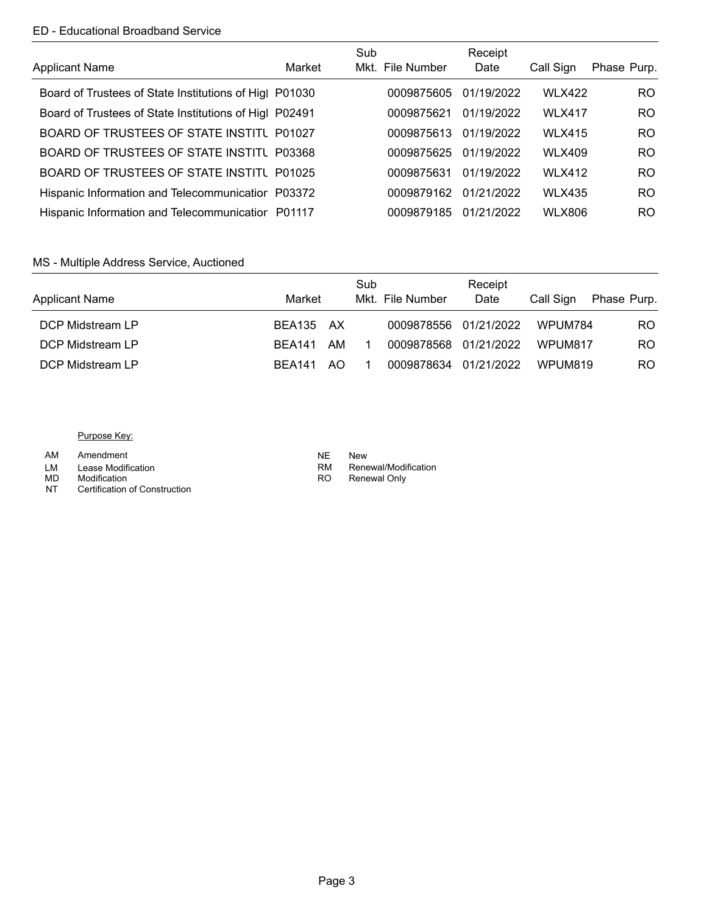## ED - Educational Broadband Service

| Applicant Name | Market | Sub Mkt. | File Number | Receipt Date | Call Sign | Phase | Purp. |
|---|---|---|---|---|---|---|---|
| Board of Trustees of State Institutions of Higl | P01030 | | 0009875605 | 01/19/2022 | WLX422 | | RO |
| Board of Trustees of State Institutions of Higl | P02491 | | 0009875621 | 01/19/2022 | WLX417 | | RO |
| BOARD OF TRUSTEES OF STATE INSTITU | P01027 | | 0009875613 | 01/19/2022 | WLX415 | | RO |
| BOARD OF TRUSTEES OF STATE INSTITU | P03368 | | 0009875625 | 01/19/2022 | WLX409 | | RO |
| BOARD OF TRUSTEES OF STATE INSTITU | P01025 | | 0009875631 | 01/19/2022 | WLX412 | | RO |
| Hispanic Information and Telecommunicatior | P03372 | | 0009879162 | 01/21/2022 | WLX435 | | RO |
| Hispanic Information and Telecommunicatior | P01117 | | 0009879185 | 01/21/2022 | WLX806 | | RO |

## MS - Multiple Address Service, Auctioned

| Applicant Name | Market | Sub Mkt. | File Number | Receipt Date | Call Sign | Phase | Purp. |
|---|---|---|---|---|---|---|---|
| DCP Midstream LP | BEA135 AX | | 0009878556 | 01/21/2022 | WPUM784 | | RO |
| DCP Midstream LP | BEA141 AM | 1 | 0009878568 | 01/21/2022 | WPUM817 | | RO |
| DCP Midstream LP | BEA141 AO | 1 | 0009878634 | 01/21/2022 | WPUM819 | | RO |

Purpose Key:

| | | | |
|---|---|---|---|
| AM | Amendment | NE | New |
| LM | Lease Modification | RM | Renewal/Modification |
| MD | Modification | RO | Renewal Only |
| NT | Certification of Construction | | |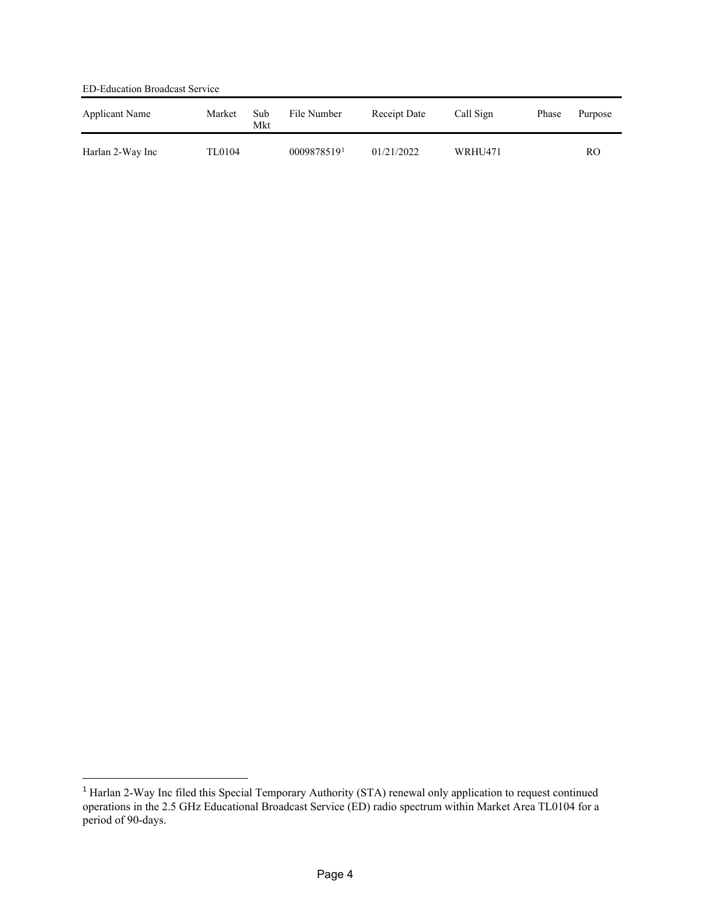ED-Education Broadcast Service

| Applicant Name | Market | Sub Mkt | File Number | Receipt Date | Call Sign | Phase | Purpose |
|---|---|---|---|---|---|---|---|
| Harlan 2-Way Inc | TL0104 | | 0009878519[1] | 01/21/2022 | WRHU471 | | RO |

[1] Harlan 2-Way Inc filed this Special Temporary Authority (STA) renewal only application to request continued operations in the 2.5 GHz Educational Broadcast Service (ED) radio spectrum within Market Area TL0104 for a period of 90-days.